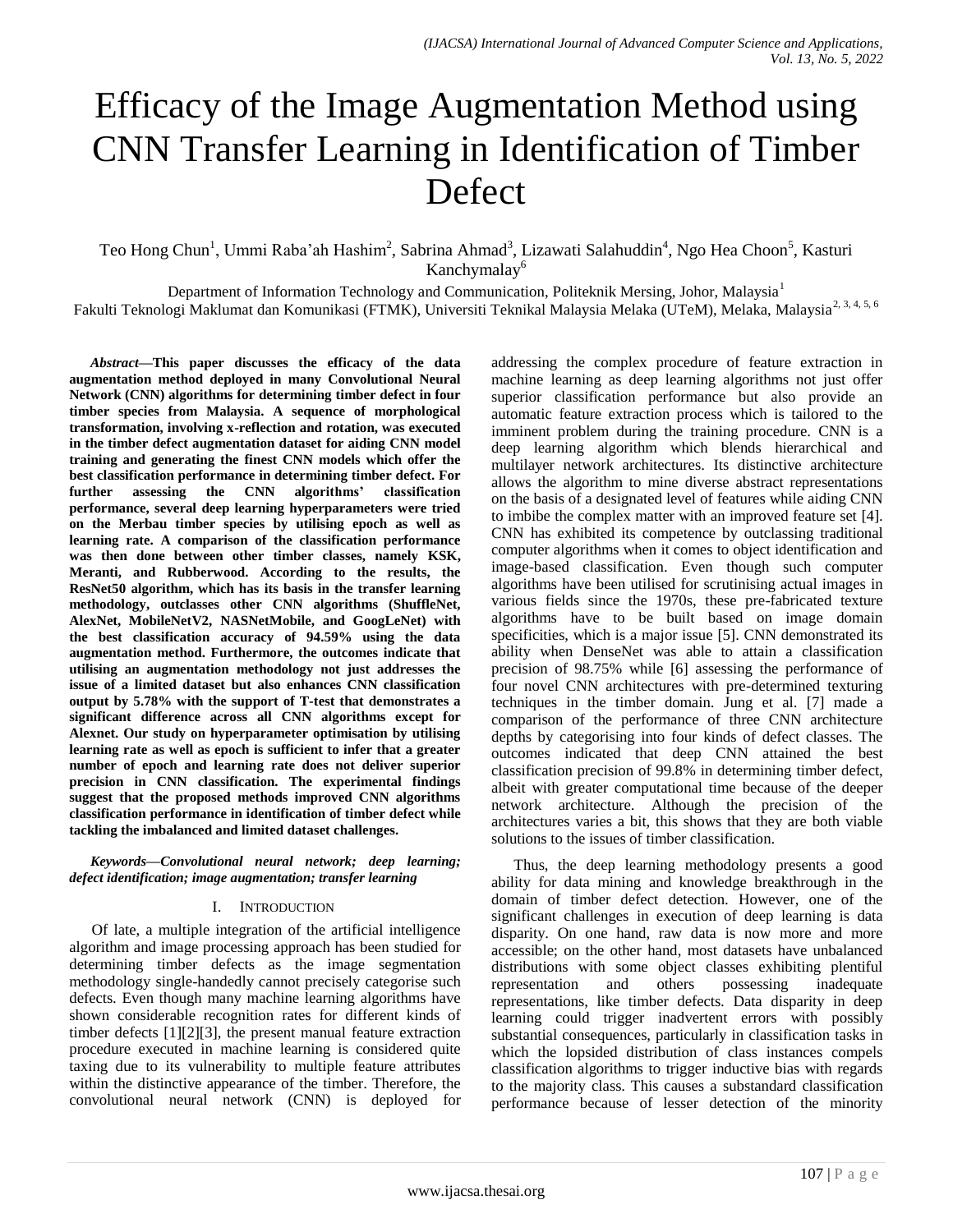# Efficacy of the Image Augmentation Method using CNN Transfer Learning in Identification of Timber Defect

Teo Hong Chun[1], Ummi Raba'ah Hashim[2], Sabrina Ahmad[3], Lizawati Salahuddin[4], Ngo Hea Choon[5], Kasturi Kanchymalay[6]

Department of Information Technology and Communication, Politeknik Mersing, Johor, Malaysia[1]
Fakulti Teknologi Maklumat dan Komunikasi (FTMK), Universiti Teknikal Malaysia Melaka (UTeM), Melaka, Malaysia[2, 3, 4, 5, 6]

***Abstract*—This paper discusses the efficacy of the data augmentation method deployed in many Convolutional Neural Network (CNN) algorithms for determining timber defect in four timber species from Malaysia. A sequence of morphological transformation, involving x-reflection and rotation, was executed in the timber defect augmentation dataset for aiding CNN model training and generating the finest CNN models which offer the best classification performance in determining timber defect. For further assessing the CNN algorithms' classification performance, several deep learning hyperparameters were tried on the Merbau timber species by utilising epoch as well as learning rate. A comparison of the classification performance was then done between other timber classes, namely KSK, Meranti, and Rubberwood. According to the results, the ResNet50 algorithm, which has its basis in the transfer learning methodology, outclasses other CNN algorithms (ShuffleNet, AlexNet, MobileNetV2, NASNetMobile, and GoogLeNet) with the best classification accuracy of 94.59% using the data augmentation method. Furthermore, the outcomes indicate that utilising an augmentation methodology not just addresses the issue of a limited dataset but also enhances CNN classification output by 5.78% with the support of T-test that demonstrates a significant difference across all CNN algorithms except for Alexnet. Our study on hyperparameter optimisation by utilising learning rate as well as epoch is sufficient to infer that a greater number of epoch and learning rate does not deliver superior precision in CNN classification. The experimental findings suggest that the proposed methods improved CNN algorithms classification performance in identification of timber defect while tackling the imbalanced and limited dataset challenges.**

***Keywords*—*Convolutional neural network; deep learning; defect identification; image augmentation; transfer learning***

## I. Introduction

Of late, a multiple integration of the artificial intelligence algorithm and image processing approach has been studied for determining timber defects as the image segmentation methodology single-handedly cannot precisely categorise such defects. Even though many machine learning algorithms have shown considerable recognition rates for different kinds of timber defects [1][2][3], the present manual feature extraction procedure executed in machine learning is considered quite taxing due to its vulnerability to multiple feature attributes within the distinctive appearance of the timber. Therefore, the convolutional neural network (CNN) is deployed for addressing the complex procedure of feature extraction in machine learning as deep learning algorithms not just offer superior classification performance but also provide an automatic feature extraction process which is tailored to the imminent problem during the training procedure. CNN is a deep learning algorithm which blends hierarchical and multilayer network architectures. Its distinctive architecture allows the algorithm to mine diverse abstract representations on the basis of a designated level of features while aiding CNN to imbibe the complex matter with an improved feature set [4]. CNN has exhibited its competence by outclassing traditional computer algorithms when it comes to object identification and image-based classification. Even though such computer algorithms have been utilised for scrutinising actual images in various fields since the 1970s, these pre-fabricated texture algorithms have to be built based on image domain specificities, which is a major issue [5]. CNN demonstrated its ability when DenseNet was able to attain a classification precision of 98.75% while [6] assessing the performance of four novel CNN architectures with pre-determined texturing techniques in the timber domain. Jung et al. [7] made a comparison of the performance of three CNN architecture depths by categorising into four kinds of defect classes. The outcomes indicated that deep CNN attained the best classification precision of 99.8% in determining timber defect, albeit with greater computational time because of the deeper network architecture. Although the precision of the architectures varies a bit, this shows that they are both viable solutions to the issues of timber classification.

Thus, the deep learning methodology presents a good ability for data mining and knowledge breakthrough in the domain of timber defect detection. However, one of the significant challenges in execution of deep learning is data disparity. On one hand, raw data is now more and more accessible; on the other hand, most datasets have unbalanced distributions with some object classes exhibiting plentiful representation and others possessing inadequate representations, like timber defects. Data disparity in deep learning could trigger inadvertent errors with possibly substantial consequences, particularly in classification tasks in which the lopsided distribution of class instances compels classification algorithms to trigger inductive bias with regards to the majority class. This causes a substandard classification performance because of lesser detection of the minority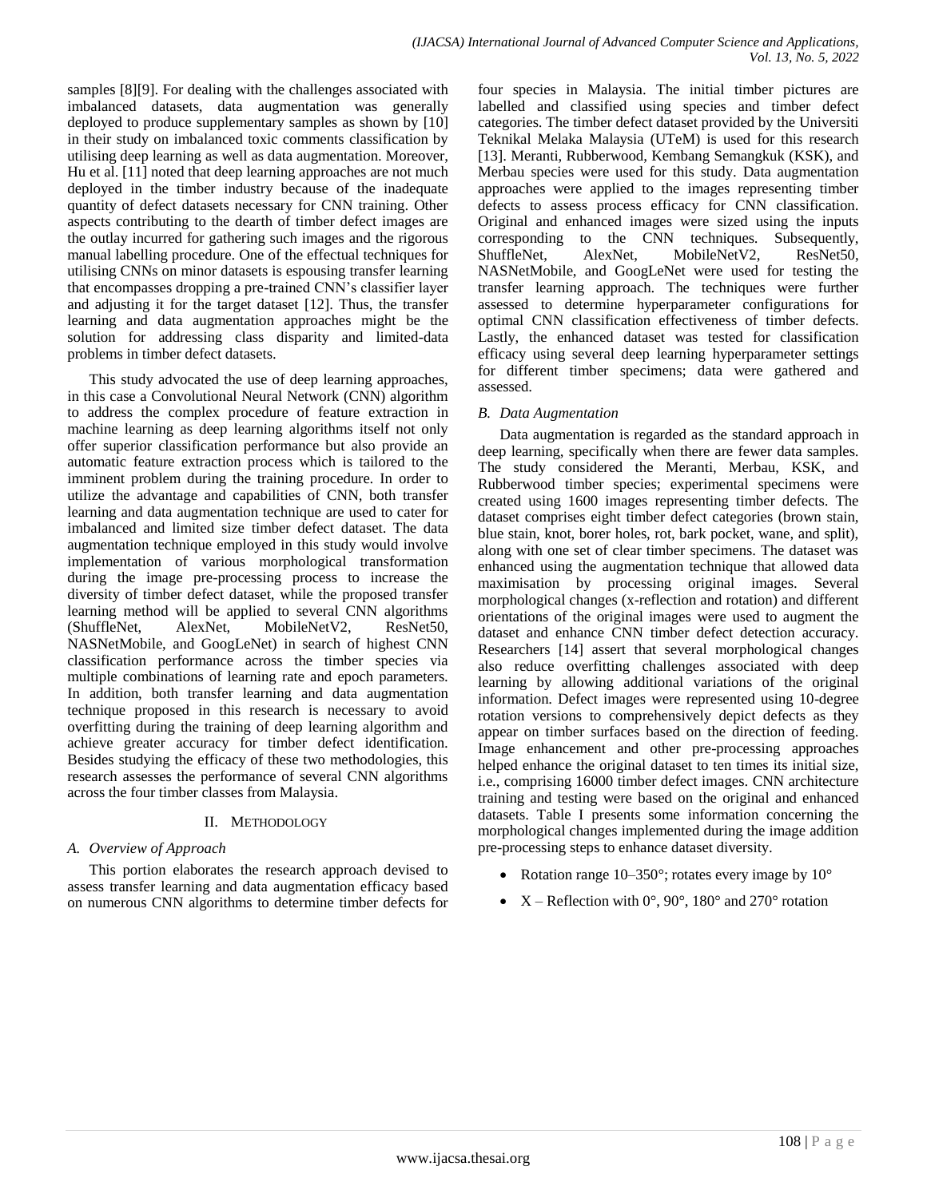samples [8][9]. For dealing with the challenges associated with imbalanced datasets, data augmentation was generally deployed to produce supplementary samples as shown by [10] in their study on imbalanced toxic comments classification by utilising deep learning as well as data augmentation. Moreover, Hu et al. [11] noted that deep learning approaches are not much deployed in the timber industry because of the inadequate quantity of defect datasets necessary for CNN training. Other aspects contributing to the dearth of timber defect images are the outlay incurred for gathering such images and the rigorous manual labelling procedure. One of the effectual techniques for utilising CNNs on minor datasets is espousing transfer learning that encompasses dropping a pre-trained CNN's classifier layer and adjusting it for the target dataset [12]. Thus, the transfer learning and data augmentation approaches might be the solution for addressing class disparity and limited-data problems in timber defect datasets.

This study advocated the use of deep learning approaches, in this case a Convolutional Neural Network (CNN) algorithm to address the complex procedure of feature extraction in machine learning as deep learning algorithms itself not only offer superior classification performance but also provide an automatic feature extraction process which is tailored to the imminent problem during the training procedure. In order to utilize the advantage and capabilities of CNN, both transfer learning and data augmentation technique are used to cater for imbalanced and limited size timber defect dataset. The data augmentation technique employed in this study would involve implementation of various morphological transformation during the image pre-processing process to increase the diversity of timber defect dataset, while the proposed transfer learning method will be applied to several CNN algorithms (ShuffleNet, AlexNet, MobileNetV2, ResNet50, NASNetMobile, and GoogLeNet) in search of highest CNN classification performance across the timber species via multiple combinations of learning rate and epoch parameters. In addition, both transfer learning and data augmentation technique proposed in this research is necessary to avoid overfitting during the training of deep learning algorithm and achieve greater accuracy for timber defect identification. Besides studying the efficacy of these two methodologies, this research assesses the performance of several CNN algorithms across the four timber classes from Malaysia.

## II. Methodology

### A. Overview of Approach

This portion elaborates the research approach devised to assess transfer learning and data augmentation efficacy based on numerous CNN algorithms to determine timber defects for four species in Malaysia. The initial timber pictures are labelled and classified using species and timber defect categories. The timber defect dataset provided by the Universiti Teknikal Melaka Malaysia (UTeM) is used for this research [13]. Meranti, Rubberwood, Kembang Semangkuk (KSK), and Merbau species were used for this study. Data augmentation approaches were applied to the images representing timber defects to assess process efficacy for CNN classification. Original and enhanced images were sized using the inputs corresponding to the CNN techniques. Subsequently, ShuffleNet, AlexNet, MobileNetV2, ResNet50, NASNetMobile, and GoogLeNet were used for testing the transfer learning approach. The techniques were further assessed to determine hyperparameter configurations for optimal CNN classification effectiveness of timber defects. Lastly, the enhanced dataset was tested for classification efficacy using several deep learning hyperparameter settings for different timber specimens; data were gathered and assessed.

### B. Data Augmentation

Data augmentation is regarded as the standard approach in deep learning, specifically when there are fewer data samples. The study considered the Meranti, Merbau, KSK, and Rubberwood timber species; experimental specimens were created using 1600 images representing timber defects. The dataset comprises eight timber defect categories (brown stain, blue stain, knot, borer holes, rot, bark pocket, wane, and split), along with one set of clear timber specimens. The dataset was enhanced using the augmentation technique that allowed data maximisation by processing original images. Several morphological changes (x-reflection and rotation) and different orientations of the original images were used to augment the dataset and enhance CNN timber defect detection accuracy. Researchers [14] assert that several morphological changes also reduce overfitting challenges associated with deep learning by allowing additional variations of the original information. Defect images were represented using 10-degree rotation versions to comprehensively depict defects as they appear on timber surfaces based on the direction of feeding. Image enhancement and other pre-processing approaches helped enhance the original dataset to ten times its initial size, i.e., comprising 16000 timber defect images. CNN architecture training and testing were based on the original and enhanced datasets. Table I presents some information concerning the morphological changes implemented during the image addition pre-processing steps to enhance dataset diversity.

- Rotation range 10–350°; rotates every image by 10°
- X – Reflection with 0°, 90°, 180° and 270° rotation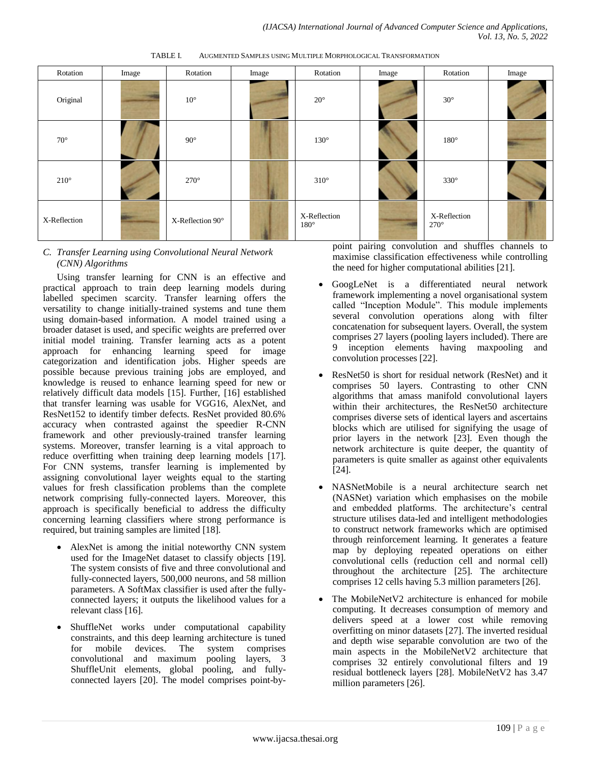TABLE I. AUGMENTED SAMPLES USING MULTIPLE MORPHOLOGICAL TRANSFORMATION

| Rotation | Image | Rotation | Image | Rotation | Image | Rotation | Image |
|---|---|---|---|---|---|---|---|
| Original | | 10° | | 20° | | 30° | |
| 70° | | 90° | | 130° | | 180° | |
| 210° | | 270° | | 310° | | 330° | |
| X-Reflection | | X-Reflection 90° | | X-Reflection 180° | | X-Reflection 270° | |

### C. *Transfer Learning using Convolutional Neural Network (CNN) Algorithms*

Using transfer learning for CNN is an effective and practical approach to train deep learning models during labelled specimen scarcity. Transfer learning offers the versatility to change initially-trained systems and tune them using domain-based information. A model trained using a broader dataset is used, and specific weights are preferred over initial model training. Transfer learning acts as a potent approach for enhancing learning speed for image categorization and identification jobs. Higher speeds are possible because previous training jobs are employed, and knowledge is reused to enhance learning speed for new or relatively difficult data models [15]. Further, [16] established that transfer learning was usable for VGG16, AlexNet, and ResNet152 to identify timber defects. ResNet provided 80.6% accuracy when contrasted against the speedier R-CNN framework and other previously-trained transfer learning systems. Moreover, transfer learning is a vital approach to reduce overfitting when training deep learning models [17]. For CNN systems, transfer learning is implemented by assigning convolutional layer weights equal to the starting values for fresh classification problems than the complete network comprising fully-connected layers. Moreover, this approach is specifically beneficial to address the difficulty concerning learning classifiers where strong performance is required, but training samples are limited [18].

- AlexNet is among the initial noteworthy CNN system used for the ImageNet dataset to classify objects [19]. The system consists of five and three convolutional and fully-connected layers, 500,000 neurons, and 58 million parameters. A SoftMax classifier is used after the fully-connected layers; it outputs the likelihood values for a relevant class [16].
- ShuffleNet works under computational capability constraints, and this deep learning architecture is tuned for mobile devices. The system comprises convolutional and maximum pooling layers, 3 ShuffleUnit elements, global pooling, and fully-connected layers [20]. The model comprises point-by-point pairing convolution and shuffles channels to maximise classification effectiveness while controlling the need for higher computational abilities [21].
- GoogLeNet is a differentiated neural network framework implementing a novel organisational system called "Inception Module". This module implements several convolution operations along with filter concatenation for subsequent layers. Overall, the system comprises 27 layers (pooling layers included). There are 9 inception elements having maxpooling and convolution processes [22].
- ResNet50 is short for residual network (ResNet) and it comprises 50 layers. Contrasting to other CNN algorithms that amass manifold convolutional layers within their architectures, the ResNet50 architecture comprises diverse sets of identical layers and ascertains blocks which are utilised for signifying the usage of prior layers in the network [23]. Even though the network architecture is quite deeper, the quantity of parameters is quite smaller as against other equivalents [24].
- NASNetMobile is a neural architecture search net (NASNet) variation which emphasises on the mobile and embedded platforms. The architecture's central structure utilises data-led and intelligent methodologies to construct network frameworks which are optimised through reinforcement learning. It generates a feature map by deploying repeated operations on either convolutional cells (reduction cell and normal cell) throughout the architecture [25]. The architecture comprises 12 cells having 5.3 million parameters [26].
- The MobileNetV2 architecture is enhanced for mobile computing. It decreases consumption of memory and delivers speed at a lower cost while removing overfitting on minor datasets [27]. The inverted residual and depth wise separable convolution are two of the main aspects in the MobileNetV2 architecture that comprises 32 entirely convolutional filters and 19 residual bottleneck layers [28]. MobileNetV2 has 3.47 million parameters [26].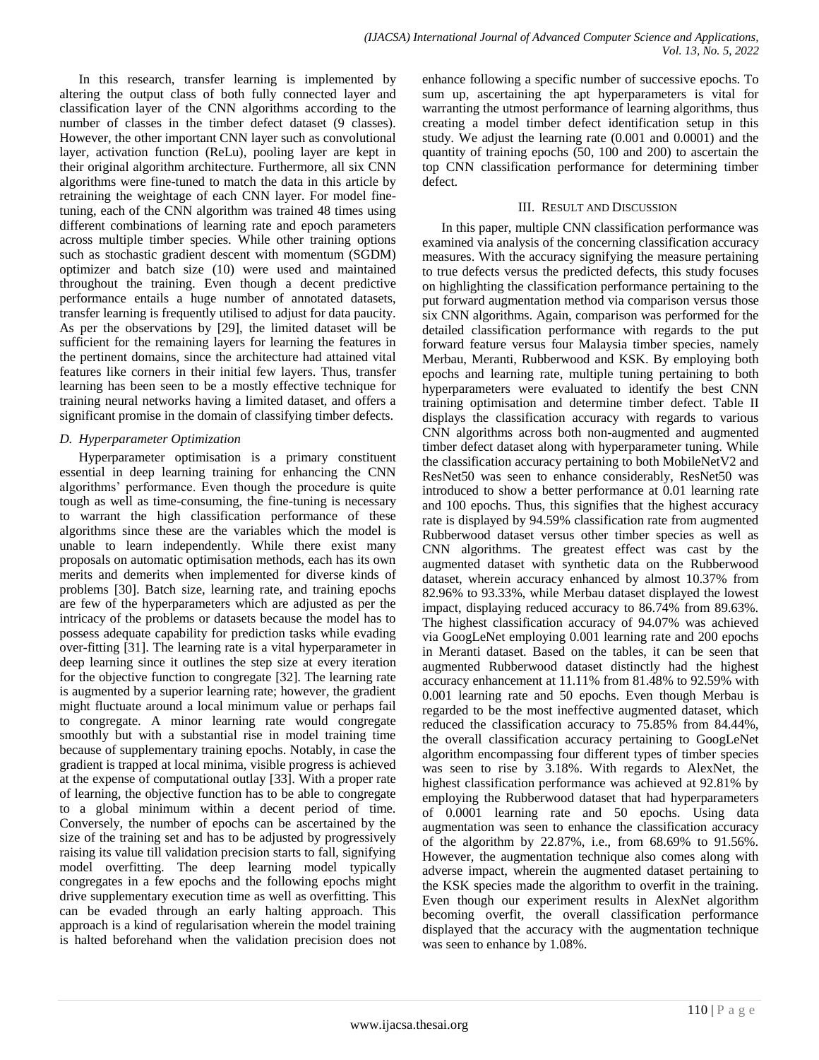In this research, transfer learning is implemented by altering the output class of both fully connected layer and classification layer of the CNN algorithms according to the number of classes in the timber defect dataset (9 classes). However, the other important CNN layer such as convolutional layer, activation function (ReLu), pooling layer are kept in their original algorithm architecture. Furthermore, all six CNN algorithms were fine-tuned to match the data in this article by retraining the weightage of each CNN layer. For model fine-tuning, each of the CNN algorithm was trained 48 times using different combinations of learning rate and epoch parameters across multiple timber species. While other training options such as stochastic gradient descent with momentum (SGDM) optimizer and batch size (10) were used and maintained throughout the training. Even though a decent predictive performance entails a huge number of annotated datasets, transfer learning is frequently utilised to adjust for data paucity. As per the observations by [29], the limited dataset will be sufficient for the remaining layers for learning the features in the pertinent domains, since the architecture had attained vital features like corners in their initial few layers. Thus, transfer learning has been seen to be a mostly effective technique for training neural networks having a limited dataset, and offers a significant promise in the domain of classifying timber defects.

### D. Hyperparameter Optimization

Hyperparameter optimisation is a primary constituent essential in deep learning training for enhancing the CNN algorithms' performance. Even though the procedure is quite tough as well as time-consuming, the fine-tuning is necessary to warrant the high classification performance of these algorithms since these are the variables which the model is unable to learn independently. While there exist many proposals on automatic optimisation methods, each has its own merits and demerits when implemented for diverse kinds of problems [30]. Batch size, learning rate, and training epochs are few of the hyperparameters which are adjusted as per the intricacy of the problems or datasets because the model has to possess adequate capability for prediction tasks while evading over-fitting [31]. The learning rate is a vital hyperparameter in deep learning since it outlines the step size at every iteration for the objective function to congregate [32]. The learning rate is augmented by a superior learning rate; however, the gradient might fluctuate around a local minimum value or perhaps fail to congregate. A minor learning rate would congregate smoothly but with a substantial rise in model training time because of supplementary training epochs. Notably, in case the gradient is trapped at local minima, visible progress is achieved at the expense of computational outlay [33]. With a proper rate of learning, the objective function has to be able to congregate to a global minimum within a decent period of time. Conversely, the number of epochs can be ascertained by the size of the training set and has to be adjusted by progressively raising its value till validation precision starts to fall, signifying model overfitting. The deep learning model typically congregates in a few epochs and the following epochs might drive supplementary execution time as well as overfitting. This can be evaded through an early halting approach. This approach is a kind of regularisation wherein the model training is halted beforehand when the validation precision does not enhance following a specific number of successive epochs. To sum up, ascertaining the apt hyperparameters is vital for warranting the utmost performance of learning algorithms, thus creating a model timber defect identification setup in this study. We adjust the learning rate (0.001 and 0.0001) and the quantity of training epochs (50, 100 and 200) to ascertain the top CNN classification performance for determining timber defect.

## III. Result and Discussion

In this paper, multiple CNN classification performance was examined via analysis of the concerning classification accuracy measures. With the accuracy signifying the measure pertaining to true defects versus the predicted defects, this study focuses on highlighting the classification performance pertaining to the put forward augmentation method via comparison versus those six CNN algorithms. Again, comparison was performed for the detailed classification performance with regards to the put forward feature versus four Malaysia timber species, namely Merbau, Meranti, Rubberwood and KSK. By employing both epochs and learning rate, multiple tuning pertaining to both hyperparameters were evaluated to identify the best CNN training optimisation and determine timber defect. Table II displays the classification accuracy with regards to various CNN algorithms across both non-augmented and augmented timber defect dataset along with hyperparameter tuning. While the classification accuracy pertaining to both MobileNetV2 and ResNet50 was seen to enhance considerably, ResNet50 was introduced to show a better performance at 0.01 learning rate and 100 epochs. Thus, this signifies that the highest accuracy rate is displayed by 94.59% classification rate from augmented Rubberwood dataset versus other timber species as well as CNN algorithms. The greatest effect was cast by the augmented dataset with synthetic data on the Rubberwood dataset, wherein accuracy enhanced by almost 10.37% from 82.96% to 93.33%, while Merbau dataset displayed the lowest impact, displaying reduced accuracy to 86.74% from 89.63%. The highest classification accuracy of 94.07% was achieved via GoogLeNet employing 0.001 learning rate and 200 epochs in Meranti dataset. Based on the tables, it can be seen that augmented Rubberwood dataset distinctly had the highest accuracy enhancement at 11.11% from 81.48% to 92.59% with 0.001 learning rate and 50 epochs. Even though Merbau is regarded to be the most ineffective augmented dataset, which reduced the classification accuracy to 75.85% from 84.44%, the overall classification accuracy pertaining to GoogLeNet algorithm encompassing four different types of timber species was seen to rise by 3.18%. With regards to AlexNet, the highest classification performance was achieved at 92.81% by employing the Rubberwood dataset that had hyperparameters of 0.0001 learning rate and 50 epochs. Using data augmentation was seen to enhance the classification accuracy of the algorithm by 22.87%, i.e., from 68.69% to 91.56%. However, the augmentation technique also comes along with adverse impact, wherein the augmented dataset pertaining to the KSK species made the algorithm to overfit in the training. Even though our experiment results in AlexNet algorithm becoming overfit, the overall classification performance displayed that the accuracy with the augmentation technique was seen to enhance by 1.08%.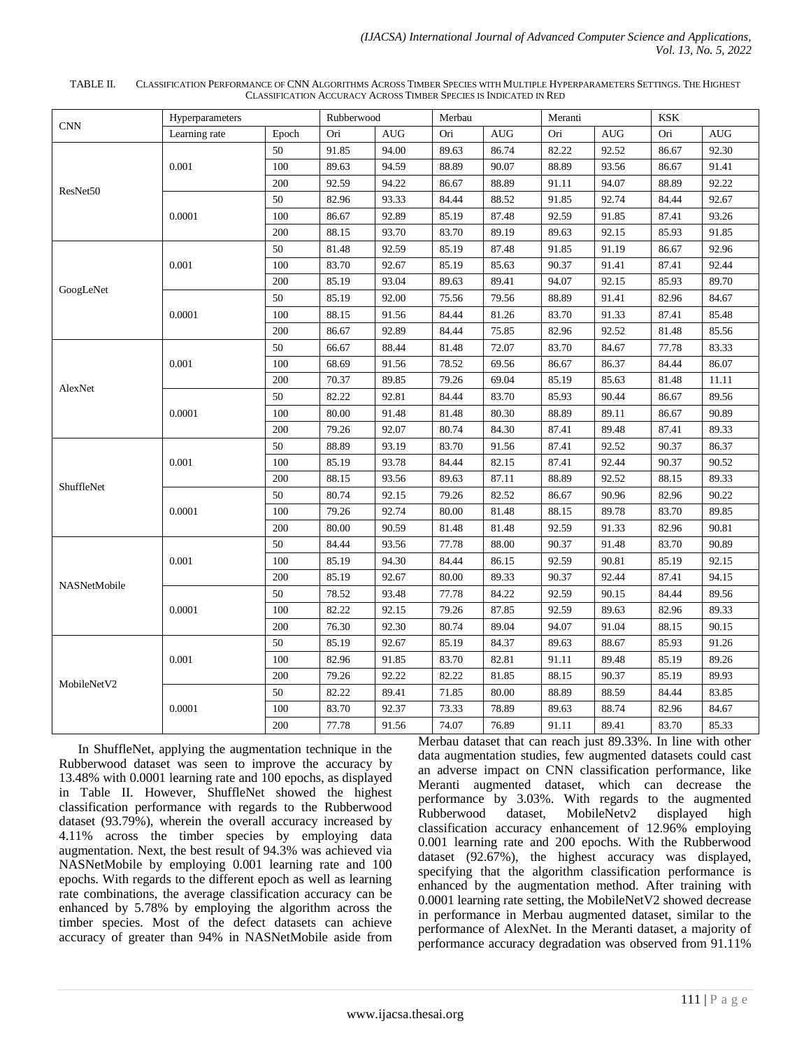TABLE II. CLASSIFICATION PERFORMANCE OF CNN ALGORITHMS ACROSS TIMBER SPECIES WITH MULTIPLE HYPERPARAMETERS SETTINGS. THE HIGHEST CLASSIFICATION ACCURACY ACROSS TIMBER SPECIES IS INDICATED IN RED

| CNN | Hyperparameters | | Rubberwood | | Merbau | | Meranti | | KSK | |
|---|---|---|---|---|---|---|---|---|---|---|
| | Learning rate | Epoch | Ori | AUG | Ori | AUG | Ori | AUG | Ori | AUG |
| ResNet50 | 0.001 | 50 | 91.85 | 94.00 | 89.63 | 86.74 | 82.22 | 92.52 | 86.67 | 92.30 |
| | | 100 | 89.63 | 94.59 | 88.89 | 90.07 | 88.89 | 93.56 | 86.67 | 91.41 |
| | | 200 | 92.59 | 94.22 | 86.67 | 88.89 | 91.11 | 94.07 | 88.89 | 92.22 |
| | 0.0001 | 50 | 82.96 | 93.33 | 84.44 | 88.52 | 91.85 | 92.74 | 84.44 | 92.67 |
| | | 100 | 86.67 | 92.89 | 85.19 | 87.48 | 92.59 | 91.85 | 87.41 | 93.26 |
| | | 200 | 88.15 | 93.70 | 83.70 | 89.19 | 89.63 | 92.15 | 85.93 | 91.85 |
| GoogLeNet | 0.001 | 50 | 81.48 | 92.59 | 85.19 | 87.48 | 91.85 | 91.19 | 86.67 | 92.96 |
| | | 100 | 83.70 | 92.67 | 85.19 | 85.63 | 90.37 | 91.41 | 87.41 | 92.44 |
| | | 200 | 85.19 | 93.04 | 89.63 | 89.41 | 94.07 | 92.15 | 85.93 | 89.70 |
| | 0.0001 | 50 | 85.19 | 92.00 | 75.56 | 79.56 | 88.89 | 91.41 | 82.96 | 84.67 |
| | | 100 | 88.15 | 91.56 | 84.44 | 81.26 | 83.70 | 91.33 | 87.41 | 85.48 |
| | | 200 | 86.67 | 92.89 | 84.44 | 75.85 | 82.96 | 92.52 | 81.48 | 85.56 |
| AlexNet | 0.001 | 50 | 66.67 | 88.44 | 81.48 | 72.07 | 83.70 | 84.67 | 77.78 | 83.33 |
| | | 100 | 68.69 | 91.56 | 78.52 | 69.56 | 86.67 | 86.37 | 84.44 | 86.07 |
| | | 200 | 70.37 | 89.85 | 79.26 | 69.04 | 85.19 | 85.63 | 81.48 | 11.11 |
| | 0.0001 | 50 | 82.22 | 92.81 | 84.44 | 83.70 | 85.93 | 90.44 | 86.67 | 89.56 |
| | | 100 | 80.00 | 91.48 | 81.48 | 80.30 | 88.89 | 89.11 | 86.67 | 90.89 |
| | | 200 | 79.26 | 92.07 | 80.74 | 84.30 | 87.41 | 89.48 | 87.41 | 89.33 |
| ShuffleNet | 0.001 | 50 | 88.89 | 93.19 | 83.70 | 91.56 | 87.41 | 92.52 | 90.37 | 86.37 |
| | | 100 | 85.19 | 93.78 | 84.44 | 82.15 | 87.41 | 92.44 | 90.37 | 90.52 |
| | | 200 | 88.15 | 93.56 | 89.63 | 87.11 | 88.89 | 92.52 | 88.15 | 89.33 |
| | 0.0001 | 50 | 80.74 | 92.15 | 79.26 | 82.52 | 86.67 | 90.96 | 82.96 | 90.22 |
| | | 100 | 79.26 | 92.74 | 80.00 | 81.48 | 88.15 | 89.78 | 83.70 | 89.85 |
| | | 200 | 80.00 | 90.59 | 81.48 | 81.48 | 92.59 | 91.33 | 82.96 | 90.81 |
| NASNetMobile | 0.001 | 50 | 84.44 | 93.56 | 77.78 | 88.00 | 90.37 | 91.48 | 83.70 | 90.89 |
| | | 100 | 85.19 | 94.30 | 84.44 | 86.15 | 92.59 | 90.81 | 85.19 | 92.15 |
| | | 200 | 85.19 | 92.67 | 80.00 | 89.33 | 90.37 | 92.44 | 87.41 | 94.15 |
| | 0.0001 | 50 | 78.52 | 93.48 | 77.78 | 84.22 | 92.59 | 90.15 | 84.44 | 89.56 |
| | | 100 | 82.22 | 92.15 | 79.26 | 87.85 | 92.59 | 89.63 | 82.96 | 89.33 |
| | | 200 | 76.30 | 92.30 | 80.74 | 89.04 | 94.07 | 91.04 | 88.15 | 90.15 |
| MobileNetV2 | 0.001 | 50 | 85.19 | 92.67 | 85.19 | 84.37 | 89.63 | 88.67 | 85.93 | 91.26 |
| | | 100 | 82.96 | 91.85 | 83.70 | 82.81 | 91.11 | 89.48 | 85.19 | 89.26 |
| | | 200 | 79.26 | 92.22 | 82.22 | 81.85 | 88.15 | 90.37 | 85.19 | 89.93 |
| | 0.0001 | 50 | 82.22 | 89.41 | 71.85 | 80.00 | 88.89 | 88.59 | 84.44 | 83.85 |
| | | 100 | 83.70 | 92.37 | 73.33 | 78.89 | 89.63 | 88.74 | 82.96 | 84.67 |
| | | 200 | 77.78 | 91.56 | 74.07 | 76.89 | 91.11 | 89.41 | 83.70 | 85.33 |

In ShuffleNet, applying the augmentation technique in the Rubberwood dataset was seen to improve the accuracy by 13.48% with 0.0001 learning rate and 100 epochs, as displayed in Table II. However, ShuffleNet showed the highest classification performance with regards to the Rubberwood dataset (93.79%), wherein the overall accuracy increased by 4.11% across the timber species by employing data augmentation. Next, the best result of 94.3% was achieved via NASNetMobile by employing 0.001 learning rate and 100 epochs. With regards to the different epoch as well as learning rate combinations, the average classification accuracy can be enhanced by 5.78% by employing the algorithm across the timber species. Most of the defect datasets can achieve accuracy of greater than 94% in NASNetMobile aside from Merbau dataset that can reach just 89.33%. In line with other data augmentation studies, few augmented datasets could cast an adverse impact on CNN classification performance, like Meranti augmented dataset, which can decrease the performance by 3.03%. With regards to the augmented Rubberwood dataset, MobileNetv2 displayed high classification accuracy enhancement of 12.96% employing 0.001 learning rate and 200 epochs. With the Rubberwood dataset (92.67%), the highest accuracy was displayed, specifying that the algorithm classification performance is enhanced by the augmentation method. After training with 0.0001 learning rate setting, the MobileNetV2 showed decrease in performance in Merbau augmented dataset, similar to the performance of AlexNet. In the Meranti dataset, a majority of performance accuracy degradation was observed from 91.11%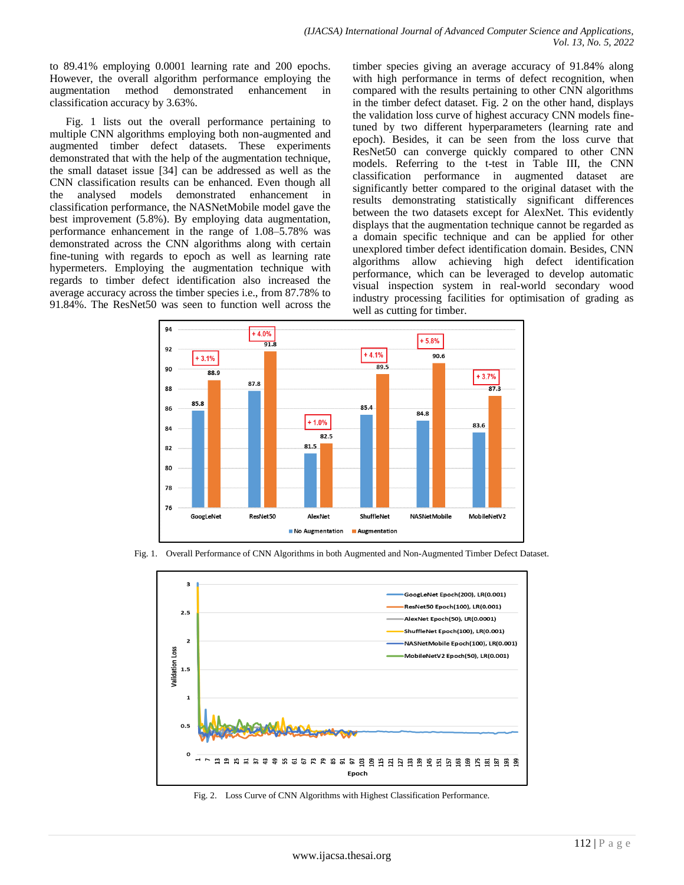to 89.41% employing 0.0001 learning rate and 200 epochs. However, the overall algorithm performance employing the augmentation method demonstrated enhancement in classification accuracy by 3.63%.

Fig. 1 lists out the overall performance pertaining to multiple CNN algorithms employing both non-augmented and augmented timber defect datasets. These experiments demonstrated that with the help of the augmentation technique, the small dataset issue [34] can be addressed as well as the CNN classification results can be enhanced. Even though all the analysed models demonstrated enhancement in classification performance, the NASNetMobile model gave the best improvement (5.8%). By employing data augmentation, performance enhancement in the range of 1.08–5.78% was demonstrated across the CNN algorithms along with certain fine-tuning with regards to epoch as well as learning rate hypermeters. Employing the augmentation technique with regards to timber defect identification also increased the average accuracy across the timber species i.e., from 87.78% to 91.84%. The ResNet50 was seen to function well across the timber species giving an average accuracy of 91.84% along with high performance in terms of defect recognition, when compared with the results pertaining to other CNN algorithms in the timber defect dataset. Fig. 2 on the other hand, displays the validation loss curve of highest accuracy CNN models fine-tuned by two different hyperparameters (learning rate and epoch). Besides, it can be seen from the loss curve that ResNet50 can converge quickly compared to other CNN models. Referring to the t-test in Table III, the CNN classification performance in augmented dataset are significantly better compared to the original dataset with the results demonstrating statistically significant differences between the two datasets except for AlexNet. This evidently displays that the augmentation technique cannot be regarded as a domain specific technique and can be applied for other unexplored timber defect identification domain. Besides, CNN algorithms allow achieving high defect identification performance, which can be leveraged to develop automatic visual inspection system in real-world secondary wood industry processing facilities for optimisation of grading as well as cutting for timber.

Fig. 1. Overall Performance of CNN Algorithms in both Augmented and Non-Augmented Timber Defect Dataset.

Fig. 2. Loss Curve of CNN Algorithms with Highest Classification Performance.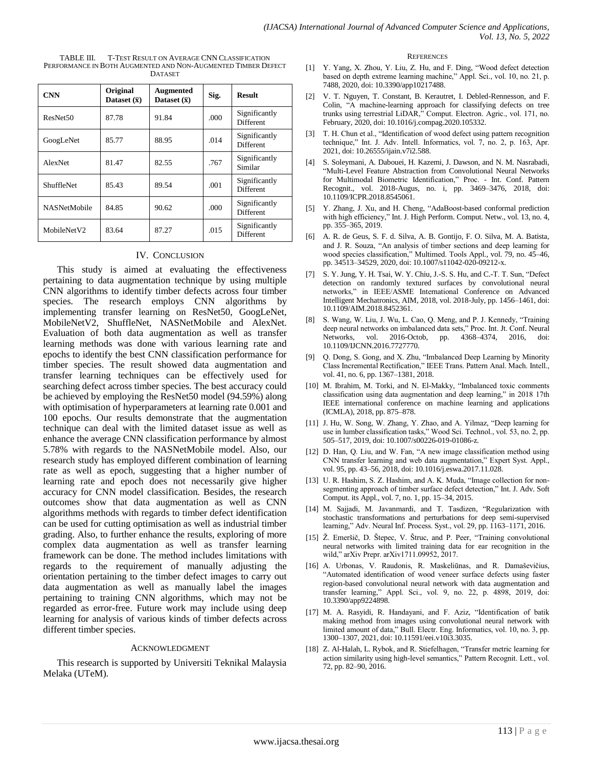TABLE III. T-TEST RESULT ON AVERAGE CNN CLASSIFICATION PERFORMANCE IN BOTH AUGMENTED AND NON-AUGMENTED TIMBER DEFECT DATASET

| CNN | Original Dataset ($\bar{x}$) | Augmented Dataset ($\bar{x}$) | Sig. | Result |
|---|---|---|---|---|
| ResNet50 | 87.78 | 91.84 | .000 | Significantly Different |
| GoogLeNet | 85.77 | 88.95 | .014 | Significantly Different |
| AlexNet | 81.47 | 82.55 | .767 | Significantly Similar |
| ShuffleNet | 85.43 | 89.54 | .001 | Significantly Different |
| NASNetMobile | 84.85 | 90.62 | .000 | Significantly Different |
| MobileNetV2 | 83.64 | 87.27 | .015 | Significantly Different |

## IV. CONCLUSION

This study is aimed at evaluating the effectiveness pertaining to data augmentation technique by using multiple CNN algorithms to identify timber defects across four timber species. The research employs CNN algorithms by implementing transfer learning on ResNet50, GoogLeNet, MobileNetV2, ShuffleNet, NASNetMobile and AlexNet. Evaluation of both data augmentation as well as transfer learning methods was done with various learning rate and epochs to identify the best CNN classification performance for timber species. The result showed data augmentation and transfer learning techniques can be effectively used for searching defect across timber species. The best accuracy could be achieved by employing the ResNet50 model (94.59%) along with optimisation of hyperparameters at learning rate 0.001 and 100 epochs. Our results demonstrate that the augmentation technique can deal with the limited dataset issue as well as enhance the average CNN classification performance by almost 5.78% with regards to the NASNetMobile model. Also, our research study has employed different combination of learning rate as well as epoch, suggesting that a higher number of learning rate and epoch does not necessarily give higher accuracy for CNN model classification. Besides, the research outcomes show that data augmentation as well as CNN algorithms methods with regards to timber defect identification can be used for cutting optimisation as well as industrial timber grading. Also, to further enhance the results, exploring of more complex data augmentation as well as transfer learning framework can be done. The method includes limitations with regards to the requirement of manually adjusting the orientation pertaining to the timber defect images to carry out data augmentation as well as manually label the images pertaining to training CNN algorithms, which may not be regarded as error-free. Future work may include using deep learning for analysis of various kinds of timber defects across different timber species.

## ACKNOWLEDGMENT

This research is supported by Universiti Teknikal Malaysia Melaka (UTeM).

## REFERENCES

[1] Y. Yang, X. Zhou, Y. Liu, Z. Hu, and F. Ding, "Wood defect detection based on depth extreme learning machine," Appl. Sci., vol. 10, no. 21, p. 7488, 2020, doi: 10.3390/app10217488.

[2] V. T. Nguyen, T. Constant, B. Kerautret, I. Debled-Rennesson, and F. Colin, "A machine-learning approach for classifying defects on tree trunks using terrestrial LiDAR," Comput. Electron. Agric., vol. 171, no. February, 2020, doi: 10.1016/j.compag.2020.105332.

[3] T. H. Chun et al., "Identification of wood defect using pattern recognition technique," Int. J. Adv. Intell. Informatics, vol. 7, no. 2, p. 163, Apr. 2021, doi: 10.26555/ijain.v7i2.588.

[4] S. Soleymani, A. Dabouei, H. Kazemi, J. Dawson, and N. M. Nasrabadi, "Multi-Level Feature Abstraction from Convolutional Neural Networks for Multimodal Biometric Identification," Proc. - Int. Conf. Pattern Recognit., vol. 2018-Augus, no. i, pp. 3469–3476, 2018, doi: 10.1109/ICPR.2018.8545061.

[5] Y. Zhang, J. Xu, and H. Cheng, "AdaBoost-based conformal prediction with high efficiency," Int. J. High Perform. Comput. Netw., vol. 13, no. 4, pp. 355–365, 2019.

[6] A. R. de Geus, S. F. d. Silva, A. B. Gontijo, F. O. Silva, M. A. Batista, and J. R. Souza, "An analysis of timber sections and deep learning for wood species classification," Multimed. Tools Appl., vol. 79, no. 45–46, pp. 34513–34529, 2020, doi: 10.1007/s11042-020-09212-x.

[7] S. Y. Jung, Y. H. Tsai, W. Y. Chiu, J.-S. S. Hu, and C.-T. T. Sun, "Defect detection on randomly textured surfaces by convolutional neural networks," in IEEE/ASME International Conference on Advanced Intelligent Mechatronics, AIM, 2018, vol. 2018-July, pp. 1456–1461, doi: 10.1109/AIM.2018.8452361.

[8] S. Wang, W. Liu, J. Wu, L. Cao, Q. Meng, and P. J. Kennedy, "Training deep neural networks on imbalanced data sets," Proc. Int. Jt. Conf. Neural Networks, vol. 2016-Octob, pp. 4368–4374, 2016, doi: 10.1109/IJCNN.2016.7727770.

[9] Q. Dong, S. Gong, and X. Zhu, "Imbalanced Deep Learning by Minority Class Incremental Rectification," IEEE Trans. Pattern Anal. Mach. Intell., vol. 41, no. 6, pp. 1367–1381, 2018.

[10] M. Ibrahim, M. Torki, and N. El-Makky, "Imbalanced toxic comments classification using data augmentation and deep learning," in 2018 17th IEEE international conference on machine learning and applications (ICMLA), 2018, pp. 875–878.

[11] J. Hu, W. Song, W. Zhang, Y. Zhao, and A. Yilmaz, "Deep learning for use in lumber classification tasks," Wood Sci. Technol., vol. 53, no. 2, pp. 505–517, 2019, doi: 10.1007/s00226-019-01086-z.

[12] D. Han, Q. Liu, and W. Fan, "A new image classification method using CNN transfer learning and web data augmentation," Expert Syst. Appl., vol. 95, pp. 43–56, 2018, doi: 10.1016/j.eswa.2017.11.028.

[13] U. R. Hashim, S. Z. Hashim, and A. K. Muda, "Image collection for non-segmenting approach of timber surface defect detection," Int. J. Adv. Soft Comput. its Appl., vol. 7, no. 1, pp. 15–34, 2015.

[14] M. Sajjadi, M. Javanmardi, and T. Tasdizen, "Regularization with stochastic transformations and perturbations for deep semi-supervised learning," Adv. Neural Inf. Process. Syst., vol. 29, pp. 1163–1171, 2016.

[15] Ž. Emeršič, D. Štepec, V. Štruc, and P. Peer, "Training convolutional neural networks with limited training data for ear recognition in the wild," arXiv Prepr. arXiv1711.09952, 2017.

[16] A. Urbonas, V. Raudonis, R. Maskeliūnas, and R. Damaševičius, "Automated identification of wood veneer surface defects using faster region-based convolutional neural network with data augmentation and transfer learning," Appl. Sci., vol. 9, no. 22, p. 4898, 2019, doi: 10.3390/app9224898.

[17] M. A. Rasyidi, R. Handayani, and F. Aziz, "Identification of batik making method from images using convolutional neural network with limited amount of data," Bull. Electr. Eng. Informatics, vol. 10, no. 3, pp. 1300–1307, 2021, doi: 10.11591/eei.v10i3.3035.

[18] Z. Al-Halah, L. Rybok, and R. Stiefelhagen, "Transfer metric learning for action similarity using high-level semantics," Pattern Recognit. Lett., vol. 72, pp. 82–90, 2016.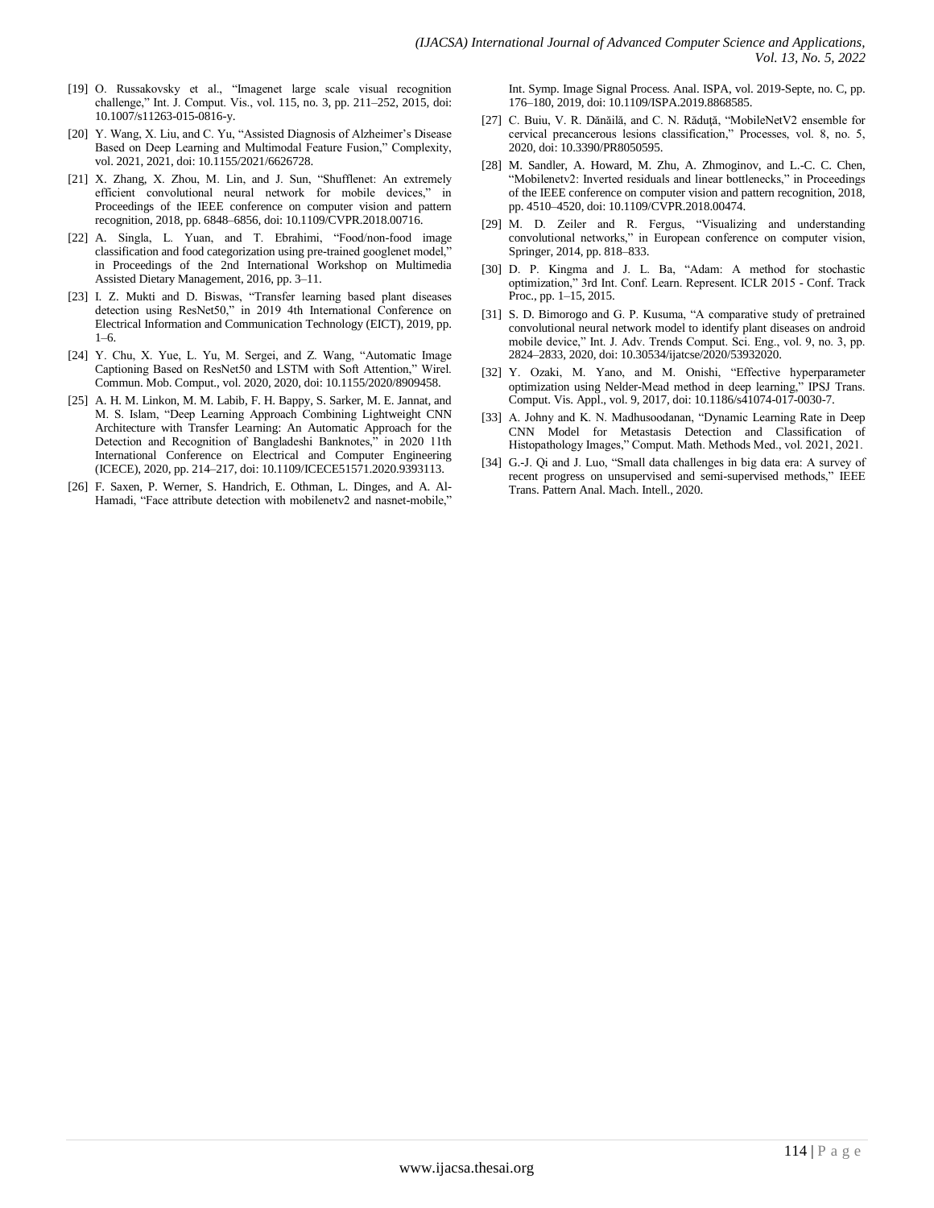[19] O. Russakovsky et al., "Imagenet large scale visual recognition challenge," Int. J. Comput. Vis., vol. 115, no. 3, pp. 211–252, 2015, doi: 10.1007/s11263-015-0816-y.

[20] Y. Wang, X. Liu, and C. Yu, "Assisted Diagnosis of Alzheimer's Disease Based on Deep Learning and Multimodal Feature Fusion," Complexity, vol. 2021, 2021, doi: 10.1155/2021/6626728.

[21] X. Zhang, X. Zhou, M. Lin, and J. Sun, "Shufflenet: An extremely efficient convolutional neural network for mobile devices," in Proceedings of the IEEE conference on computer vision and pattern recognition, 2018, pp. 6848–6856, doi: 10.1109/CVPR.2018.00716.

[22] A. Singla, L. Yuan, and T. Ebrahimi, "Food/non-food image classification and food categorization using pre-trained googlenet model," in Proceedings of the 2nd International Workshop on Multimedia Assisted Dietary Management, 2016, pp. 3–11.

[23] I. Z. Mukti and D. Biswas, "Transfer learning based plant diseases detection using ResNet50," in 2019 4th International Conference on Electrical Information and Communication Technology (EICT), 2019, pp. 1–6.

[24] Y. Chu, X. Yue, L. Yu, M. Sergei, and Z. Wang, "Automatic Image Captioning Based on ResNet50 and LSTM with Soft Attention," Wirel. Commun. Mob. Comput., vol. 2020, 2020, doi: 10.1155/2020/8909458.

[25] A. H. M. Linkon, M. M. Labib, F. H. Bappy, S. Sarker, M. E. Jannat, and M. S. Islam, "Deep Learning Approach Combining Lightweight CNN Architecture with Transfer Learning: An Automatic Approach for the Detection and Recognition of Bangladeshi Banknotes," in 2020 11th International Conference on Electrical and Computer Engineering (ICECE), 2020, pp. 214–217, doi: 10.1109/ICECE51571.2020.9393113.

[26] F. Saxen, P. Werner, S. Handrich, E. Othman, L. Dinges, and A. Al-Hamadi, "Face attribute detection with mobilenetv2 and nasnet-mobile," Int. Symp. Image Signal Process. Anal. ISPA, vol. 2019-Septe, no. C, pp. 176–180, 2019, doi: 10.1109/ISPA.2019.8868585.

[27] C. Buiu, V. R. Dănăilă, and C. N. Răduţă, "MobileNetV2 ensemble for cervical precancerous lesions classification," Processes, vol. 8, no. 5, 2020, doi: 10.3390/PR8050595.

[28] M. Sandler, A. Howard, M. Zhu, A. Zhmoginov, and L.-C. C. Chen, "Mobilenetv2: Inverted residuals and linear bottlenecks," in Proceedings of the IEEE conference on computer vision and pattern recognition, 2018, pp. 4510–4520, doi: 10.1109/CVPR.2018.00474.

[29] M. D. Zeiler and R. Fergus, "Visualizing and understanding convolutional networks," in European conference on computer vision, Springer, 2014, pp. 818–833.

[30] D. P. Kingma and J. L. Ba, "Adam: A method for stochastic optimization," 3rd Int. Conf. Learn. Represent. ICLR 2015 - Conf. Track Proc., pp. 1–15, 2015.

[31] S. D. Bimorogo and G. P. Kusuma, "A comparative study of pretrained convolutional neural network model to identify plant diseases on android mobile device," Int. J. Adv. Trends Comput. Sci. Eng., vol. 9, no. 3, pp. 2824–2833, 2020, doi: 10.30534/ijatcse/2020/53932020.

[32] Y. Ozaki, M. Yano, and M. Onishi, "Effective hyperparameter optimization using Nelder-Mead method in deep learning," IPSJ Trans. Comput. Vis. Appl., vol. 9, 2017, doi: 10.1186/s41074-017-0030-7.

[33] A. Johny and K. N. Madhusoodanan, "Dynamic Learning Rate in Deep CNN Model for Metastasis Detection and Classification of Histopathology Images," Comput. Math. Methods Med., vol. 2021, 2021.

[34] G.-J. Qi and J. Luo, "Small data challenges in big data era: A survey of recent progress on unsupervised and semi-supervised methods," IEEE Trans. Pattern Anal. Mach. Intell., 2020.